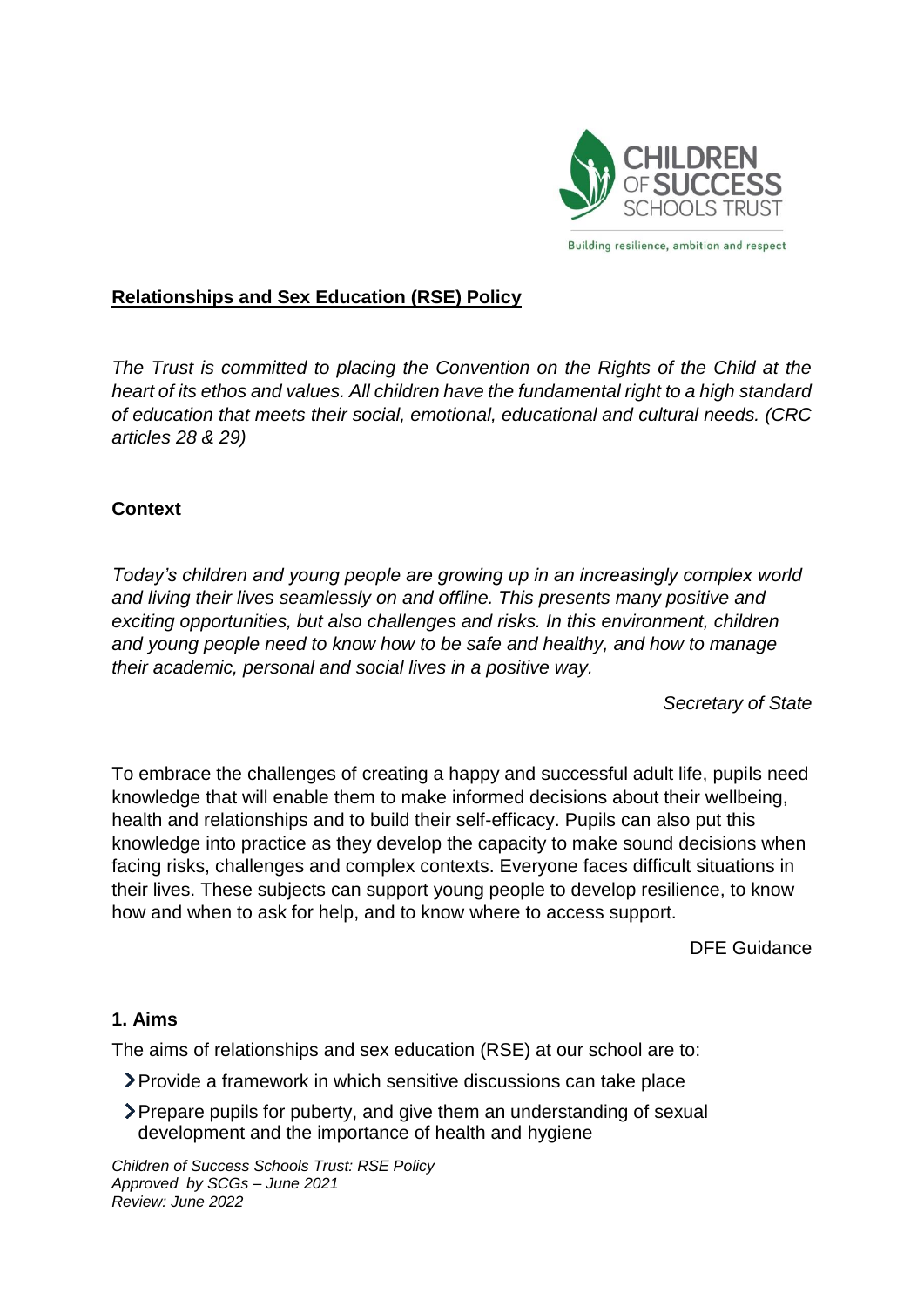CHILDREN OF SUCCESS SCHOOLS TRUST

Building resilience, ambition and respect

# Relationships and Sex Education (RSE) Policy

*The Trust is committed to placing the Convention on the Rights of the Child at the heart of its ethos and values. All children have the fundamental right to a high standard of education that meets their social, emotional, educational and cultural needs. (CRC articles 28 & 29)*

## Context

*Today's children and young people are growing up in an increasingly complex world and living their lives seamlessly on and offline. This presents many positive and exciting opportunities, but also challenges and risks. In this environment, children and young people need to know how to be safe and healthy, and how to manage their academic, personal and social lives in a positive way.*

*Secretary of State*

To embrace the challenges of creating a happy and successful adult life, pupils need knowledge that will enable them to make informed decisions about their wellbeing, health and relationships and to build their self-efficacy. Pupils can also put this knowledge into practice as they develop the capacity to make sound decisions when facing risks, challenges and complex contexts. Everyone faces difficult situations in their lives. These subjects can support young people to develop resilience, to know how and when to ask for help, and to know where to access support.

DFE Guidance

## 1. Aims

The aims of relationships and sex education (RSE) at our school are to:

- Provide a framework in which sensitive discussions can take place
- Prepare pupils for puberty, and give them an understanding of sexual development and the importance of health and hygiene

*Children of Success Schools Trust: RSE Policy*
*Approved by SCGs – June 2021*
*Review: June 2022*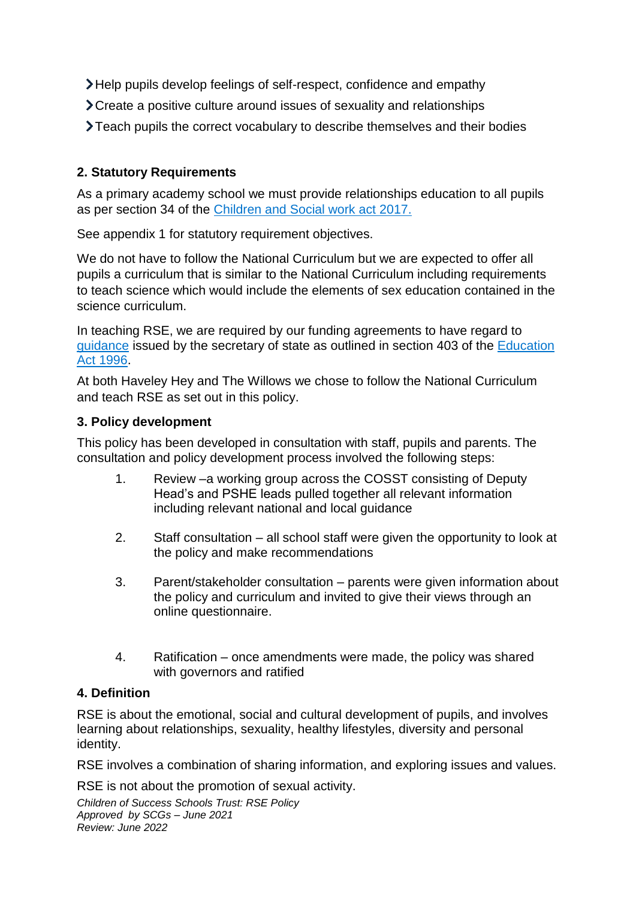- Help pupils develop feelings of self-respect, confidence and empathy
- Create a positive culture around issues of sexuality and relationships
- Teach pupils the correct vocabulary to describe themselves and their bodies

## 2. Statutory Requirements

As a primary academy school we must provide relationships education to all pupils as per section 34 of the [Children and Social work act 2017.](#)

See appendix 1 for statutory requirement objectives.

We do not have to follow the National Curriculum but we are expected to offer all pupils a curriculum that is similar to the National Curriculum including requirements to teach science which would include the elements of sex education contained in the science curriculum.

In teaching RSE, we are required by our funding agreements to have regard to [guidance](#) issued by the secretary of state as outlined in section 403 of the [Education Act 1996](#).

At both Haveley Hey and The Willows we chose to follow the National Curriculum and teach RSE as set out in this policy.

## 3. Policy development

This policy has been developed in consultation with staff, pupils and parents. The consultation and policy development process involved the following steps:

1. Review –a working group across the COSST consisting of Deputy Head's and PSHE leads pulled together all relevant information including relevant national and local guidance
2. Staff consultation – all school staff were given the opportunity to look at the policy and make recommendations
3. Parent/stakeholder consultation – parents were given information about the policy and curriculum and invited to give their views through an online questionnaire.
4. Ratification – once amendments were made, the policy was shared with governors and ratified

## 4. Definition

RSE is about the emotional, social and cultural development of pupils, and involves learning about relationships, sexuality, healthy lifestyles, diversity and personal identity.

RSE involves a combination of sharing information, and exploring issues and values.

RSE is not about the promotion of sexual activity.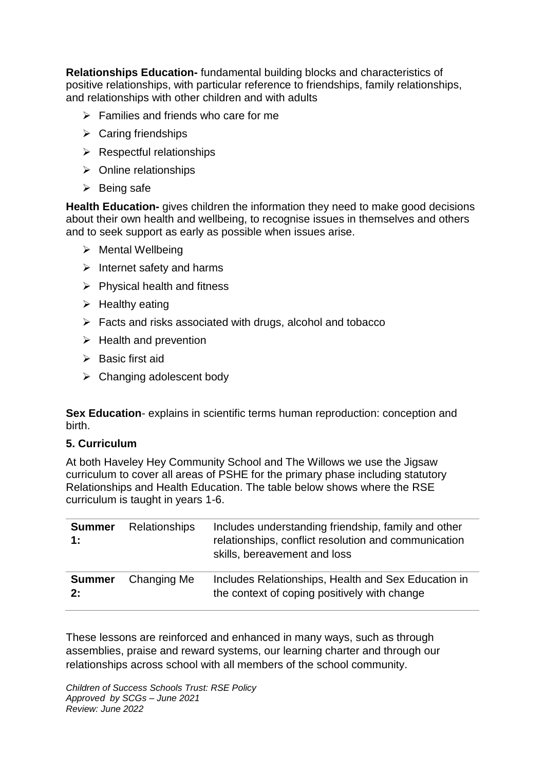**Relationships Education-** fundamental building blocks and characteristics of positive relationships, with particular reference to friendships, family relationships, and relationships with other children and with adults

- Families and friends who care for me
- Caring friendships
- Respectful relationships
- Online relationships
- Being safe

**Health Education-** gives children the information they need to make good decisions about their own health and wellbeing, to recognise issues in themselves and others and to seek support as early as possible when issues arise.

- Mental Wellbeing
- Internet safety and harms
- Physical health and fitness
- Healthy eating
- Facts and risks associated with drugs, alcohol and tobacco
- Health and prevention
- Basic first aid
- Changing adolescent body

**Sex Education**- explains in scientific terms human reproduction: conception and birth.

**5. Curriculum**

At both Haveley Hey Community School and The Willows we use the Jigsaw curriculum to cover all areas of PSHE for the primary phase including statutory Relationships and Health Education. The table below shows where the RSE curriculum is taught in years 1-6.

| | | |
|---|---|---|
| **Summer 1:** | Relationships | Includes understanding friendship, family and other relationships, conflict resolution and communication skills, bereavement and loss |
| **Summer 2:** | Changing Me | Includes Relationships, Health and Sex Education in the context of coping positively with change |

These lessons are reinforced and enhanced in many ways, such as through assemblies, praise and reward systems, our learning charter and through our relationships across school with all members of the school community.

*Children of Success Schools Trust: RSE Policy*
*Approved by SCGs – June 2021*
*Review: June 2022*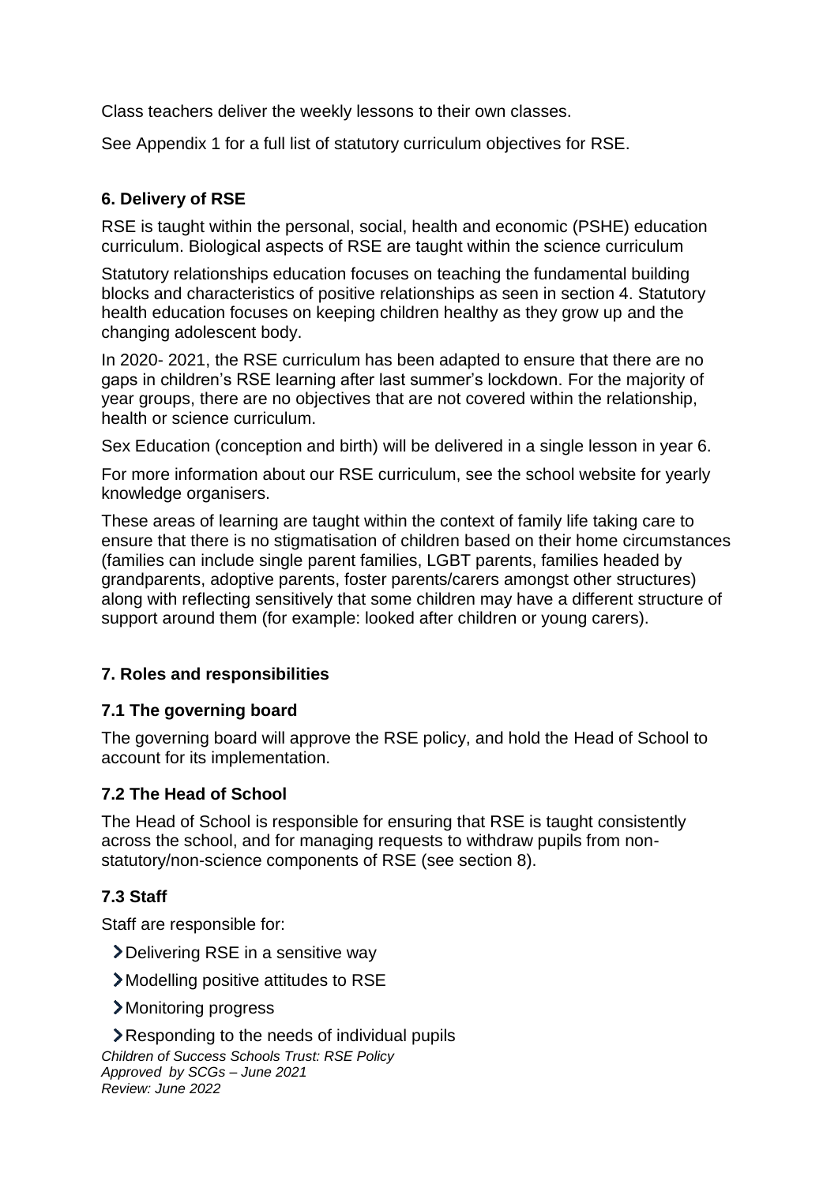Class teachers deliver the weekly lessons to their own classes.

See Appendix 1 for a full list of statutory curriculum objectives for RSE.

## 6. Delivery of RSE

RSE is taught within the personal, social, health and economic (PSHE) education curriculum. Biological aspects of RSE are taught within the science curriculum

Statutory relationships education focuses on teaching the fundamental building blocks and characteristics of positive relationships as seen in section 4. Statutory health education focuses on keeping children healthy as they grow up and the changing adolescent body.

In 2020- 2021, the RSE curriculum has been adapted to ensure that there are no gaps in children's RSE learning after last summer's lockdown. For the majority of year groups, there are no objectives that are not covered within the relationship, health or science curriculum.

Sex Education (conception and birth) will be delivered in a single lesson in year 6.

For more information about our RSE curriculum, see the school website for yearly knowledge organisers.

These areas of learning are taught within the context of family life taking care to ensure that there is no stigmatisation of children based on their home circumstances (families can include single parent families, LGBT parents, families headed by grandparents, adoptive parents, foster parents/carers amongst other structures) along with reflecting sensitively that some children may have a different structure of support around them (for example: looked after children or young carers).

## 7. Roles and responsibilities

### 7.1 The governing board

The governing board will approve the RSE policy, and hold the Head of School to account for its implementation.

### 7.2 The Head of School

The Head of School is responsible for ensuring that RSE is taught consistently across the school, and for managing requests to withdraw pupils from non-statutory/non-science components of RSE (see section 8).

### 7.3 Staff

Staff are responsible for:

- Delivering RSE in a sensitive way
- Modelling positive attitudes to RSE
- Monitoring progress
- Responding to the needs of individual pupils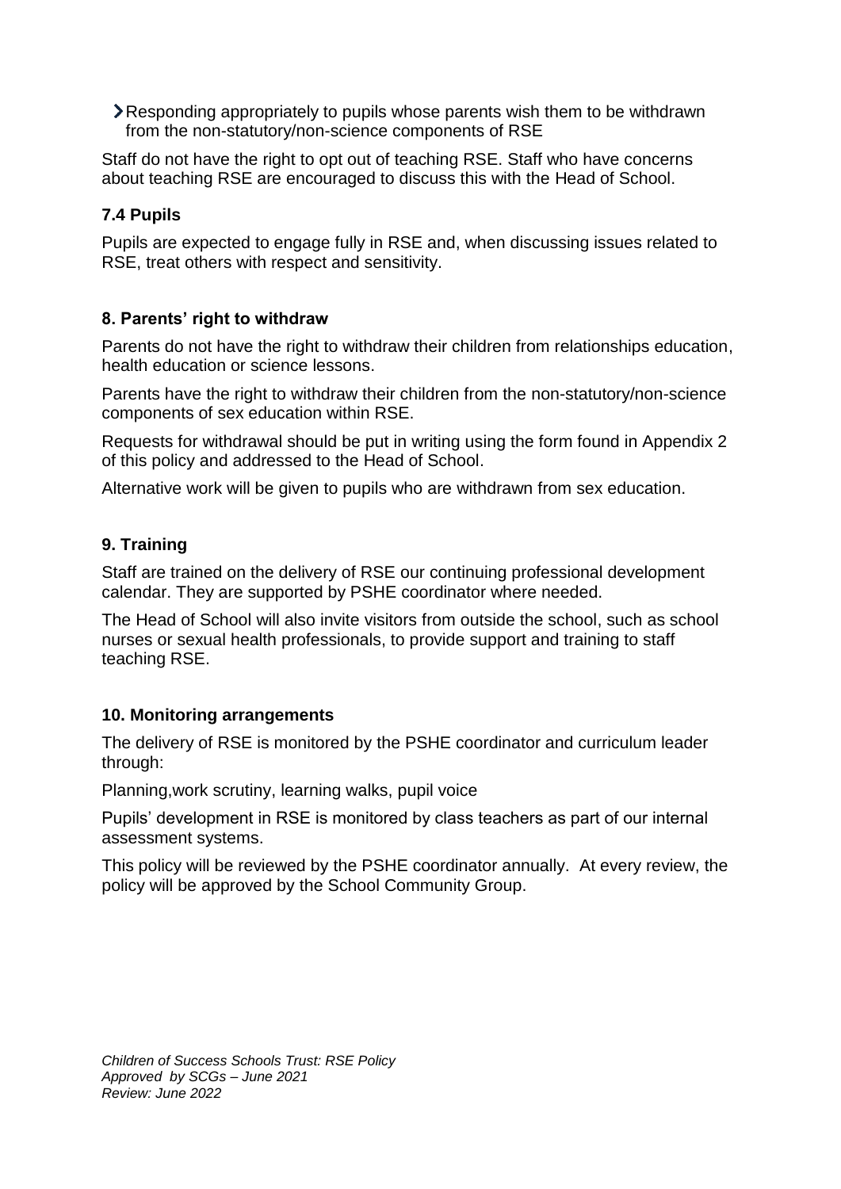- Responding appropriately to pupils whose parents wish them to be withdrawn from the non-statutory/non-science components of RSE

Staff do not have the right to opt out of teaching RSE. Staff who have concerns about teaching RSE are encouraged to discuss this with the Head of School.

### 7.4 Pupils

Pupils are expected to engage fully in RSE and, when discussing issues related to RSE, treat others with respect and sensitivity.

## 8. Parents' right to withdraw

Parents do not have the right to withdraw their children from relationships education, health education or science lessons.

Parents have the right to withdraw their children from the non-statutory/non-science components of sex education within RSE.

Requests for withdrawal should be put in writing using the form found in Appendix 2 of this policy and addressed to the Head of School.

Alternative work will be given to pupils who are withdrawn from sex education.

## 9. Training

Staff are trained on the delivery of RSE our continuing professional development calendar. They are supported by PSHE coordinator where needed.

The Head of School will also invite visitors from outside the school, such as school nurses or sexual health professionals, to provide support and training to staff teaching RSE.

## 10. Monitoring arrangements

The delivery of RSE is monitored by the PSHE coordinator and curriculum leader through:

Planning,work scrutiny, learning walks, pupil voice

Pupils' development in RSE is monitored by class teachers as part of our internal assessment systems.

This policy will be reviewed by the PSHE coordinator annually. At every review, the policy will be approved by the School Community Group.

*Children of Success Schools Trust: RSE Policy*
*Approved by SCGs – June 2021*
*Review: June 2022*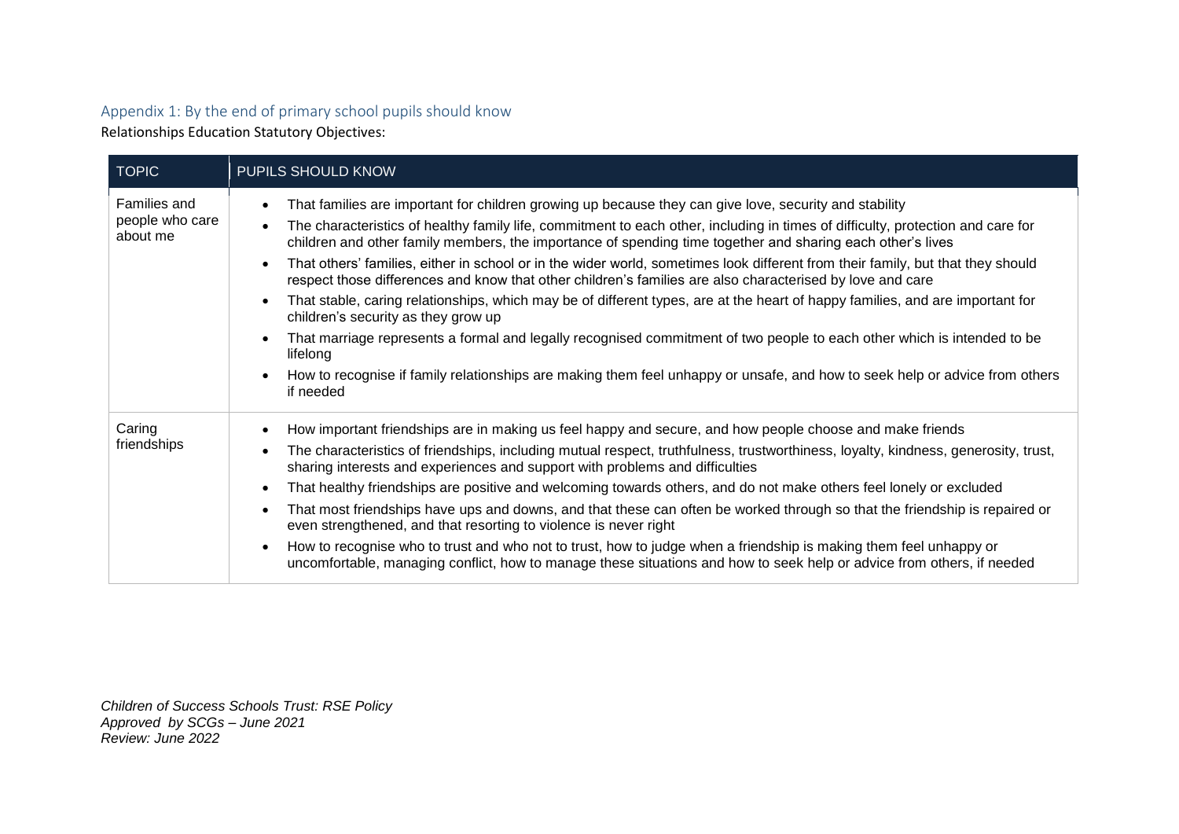## Appendix 1: By the end of primary school pupils should know

Relationships Education Statutory Objectives:

| TOPIC | PUPILS SHOULD KNOW |
| --- | --- |
| Families and people who care about me | • That families are important for children growing up because they can give love, security and stability<br>• The characteristics of healthy family life, commitment to each other, including in times of difficulty, protection and care for children and other family members, the importance of spending time together and sharing each other's lives<br>• That others' families, either in school or in the wider world, sometimes look different from their family, but that they should respect those differences and know that other children's families are also characterised by love and care<br>• That stable, caring relationships, which may be of different types, are at the heart of happy families, and are important for children's security as they grow up<br>• That marriage represents a formal and legally recognised commitment of two people to each other which is intended to be lifelong<br>• How to recognise if family relationships are making them feel unhappy or unsafe, and how to seek help or advice from others if needed |
| Caring friendships | • How important friendships are in making us feel happy and secure, and how people choose and make friends<br>• The characteristics of friendships, including mutual respect, truthfulness, trustworthiness, loyalty, kindness, generosity, trust, sharing interests and experiences and support with problems and difficulties<br>• That healthy friendships are positive and welcoming towards others, and do not make others feel lonely or excluded<br>• That most friendships have ups and downs, and that these can often be worked through so that the friendship is repaired or even strengthened, and that resorting to violence is never right<br>• How to recognise who to trust and who not to trust, how to judge when a friendship is making them feel unhappy or uncomfortable, managing conflict, how to manage these situations and how to seek help or advice from others, if needed |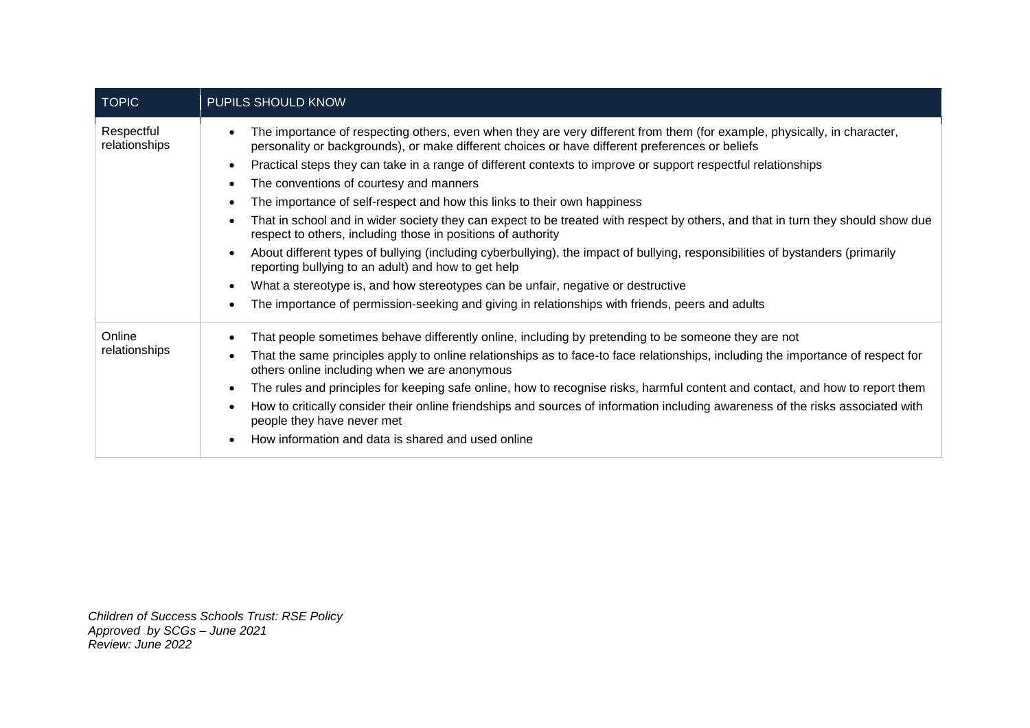| TOPIC | PUPILS SHOULD KNOW |
|---|---|
| Respectful relationships | • The importance of respecting others, even when they are very different from them (for example, physically, in character, personality or backgrounds), or make different choices or have different preferences or beliefs<br>• Practical steps they can take in a range of different contexts to improve or support respectful relationships<br>• The conventions of courtesy and manners<br>• The importance of self-respect and how this links to their own happiness<br>• That in school and in wider society they can expect to be treated with respect by others, and that in turn they should show due respect to others, including those in positions of authority<br>• About different types of bullying (including cyberbullying), the impact of bullying, responsibilities of bystanders (primarily reporting bullying to an adult) and how to get help<br>• What a stereotype is, and how stereotypes can be unfair, negative or destructive<br>• The importance of permission-seeking and giving in relationships with friends, peers and adults |
| Online relationships | • That people sometimes behave differently online, including by pretending to be someone they are not<br>• That the same principles apply to online relationships as to face-to face relationships, including the importance of respect for others online including when we are anonymous<br>• The rules and principles for keeping safe online, how to recognise risks, harmful content and contact, and how to report them<br>• How to critically consider their online friendships and sources of information including awareness of the risks associated with people they have never met<br>• How information and data is shared and used online |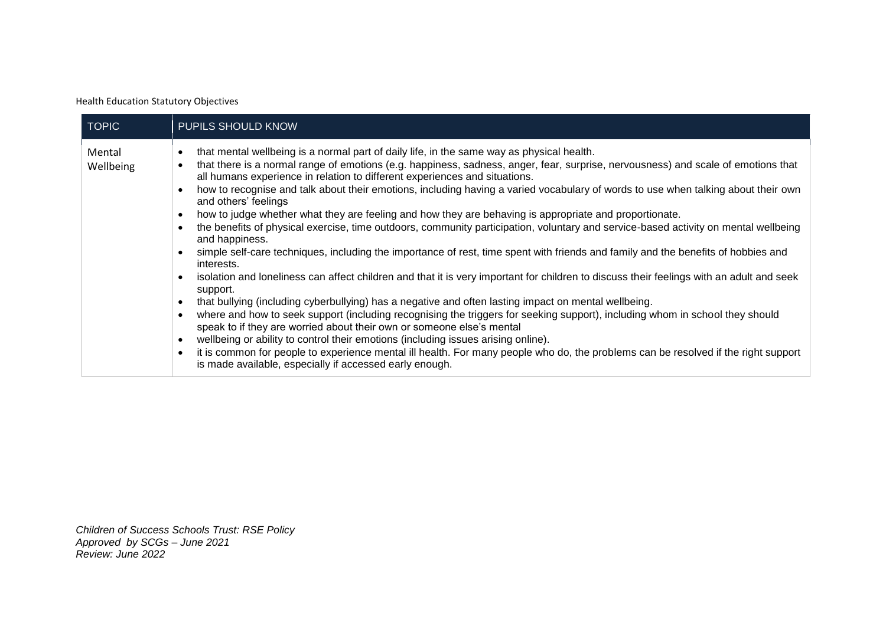Health Education Statutory Objectives

| TOPIC | PUPILS SHOULD KNOW |
| --- | --- |
| Mental Wellbeing | • that mental wellbeing is a normal part of daily life, in the same way as physical health.<br>• that there is a normal range of emotions (e.g. happiness, sadness, anger, fear, surprise, nervousness) and scale of emotions that all humans experience in relation to different experiences and situations.<br>• how to recognise and talk about their emotions, including having a varied vocabulary of words to use when talking about their own and others' feelings<br>• how to judge whether what they are feeling and how they are behaving is appropriate and proportionate.<br>• the benefits of physical exercise, time outdoors, community participation, voluntary and service-based activity on mental wellbeing and happiness.<br>• simple self-care techniques, including the importance of rest, time spent with friends and family and the benefits of hobbies and interests.<br>• isolation and loneliness can affect children and that it is very important for children to discuss their feelings with an adult and seek support.<br>• that bullying (including cyberbullying) has a negative and often lasting impact on mental wellbeing.<br>• where and how to seek support (including recognising the triggers for seeking support), including whom in school they should speak to if they are worried about their own or someone else's mental<br>• wellbeing or ability to control their emotions (including issues arising online).<br>• it is common for people to experience mental ill health. For many people who do, the problems can be resolved if the right support is made available, especially if accessed early enough. |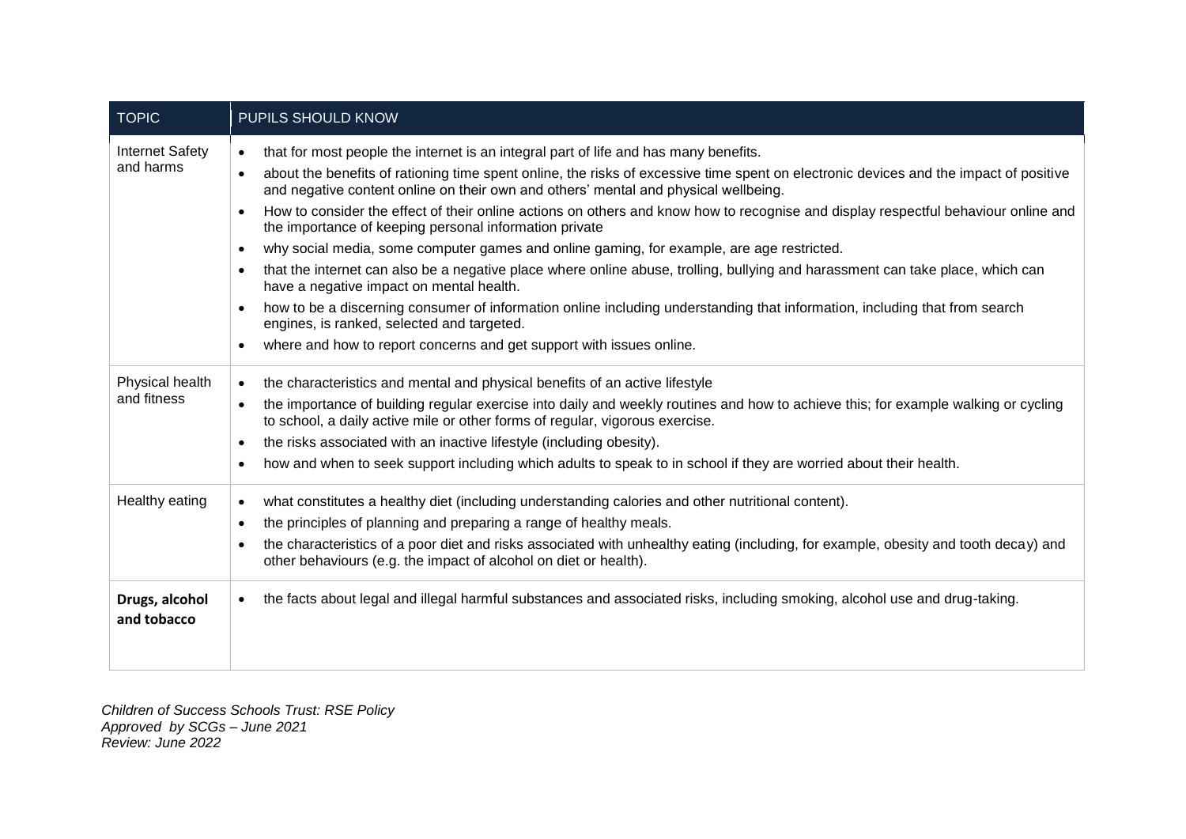| TOPIC | PUPILS SHOULD KNOW |
| --- | --- |
| Internet Safety and harms | • that for most people the internet is an integral part of life and has many benefits.<br>• about the benefits of rationing time spent online, the risks of excessive time spent on electronic devices and the impact of positive and negative content online on their own and others' mental and physical wellbeing.<br>• How to consider the effect of their online actions on others and know how to recognise and display respectful behaviour online and the importance of keeping personal information private<br>• why social media, some computer games and online gaming, for example, are age restricted.<br>• that the internet can also be a negative place where online abuse, trolling, bullying and harassment can take place, which can have a negative impact on mental health.<br>• how to be a discerning consumer of information online including understanding that information, including that from search engines, is ranked, selected and targeted.<br>• where and how to report concerns and get support with issues online. |
| Physical health and fitness | • the characteristics and mental and physical benefits of an active lifestyle<br>• the importance of building regular exercise into daily and weekly routines and how to achieve this; for example walking or cycling to school, a daily active mile or other forms of regular, vigorous exercise.<br>• the risks associated with an inactive lifestyle (including obesity).<br>• how and when to seek support including which adults to speak to in school if they are worried about their health. |
| Healthy eating | • what constitutes a healthy diet (including understanding calories and other nutritional content).<br>• the principles of planning and preparing a range of healthy meals.<br>• the characteristics of a poor diet and risks associated with unhealthy eating (including, for example, obesity and tooth decay) and other behaviours (e.g. the impact of alcohol on diet or health). |
| **Drugs, alcohol and tobacco** | • the facts about legal and illegal harmful substances and associated risks, including smoking, alcohol use and drug-taking. |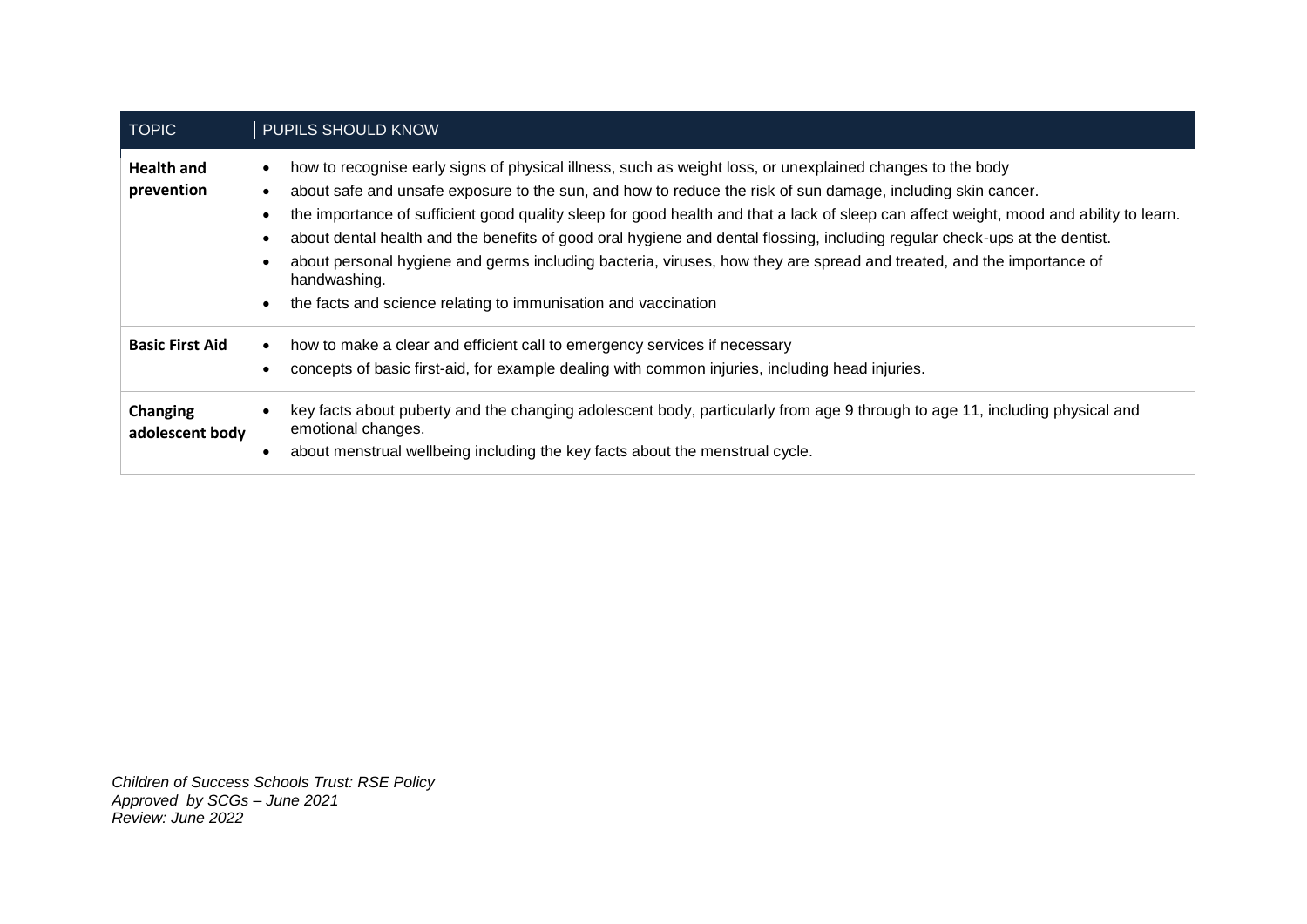| TOPIC | PUPILS SHOULD KNOW |
|---|---|
| **Health and prevention** | • how to recognise early signs of physical illness, such as weight loss, or unexplained changes to the body<br>• about safe and unsafe exposure to the sun, and how to reduce the risk of sun damage, including skin cancer.<br>• the importance of sufficient good quality sleep for good health and that a lack of sleep can affect weight, mood and ability to learn.<br>• about dental health and the benefits of good oral hygiene and dental flossing, including regular check-ups at the dentist.<br>• about personal hygiene and germs including bacteria, viruses, how they are spread and treated, and the importance of handwashing.<br>• the facts and science relating to immunisation and vaccination |
| **Basic First Aid** | • how to make a clear and efficient call to emergency services if necessary<br>• concepts of basic first-aid, for example dealing with common injuries, including head injuries. |
| **Changing adolescent body** | • key facts about puberty and the changing adolescent body, particularly from age 9 through to age 11, including physical and emotional changes.<br>• about menstrual wellbeing including the key facts about the menstrual cycle. |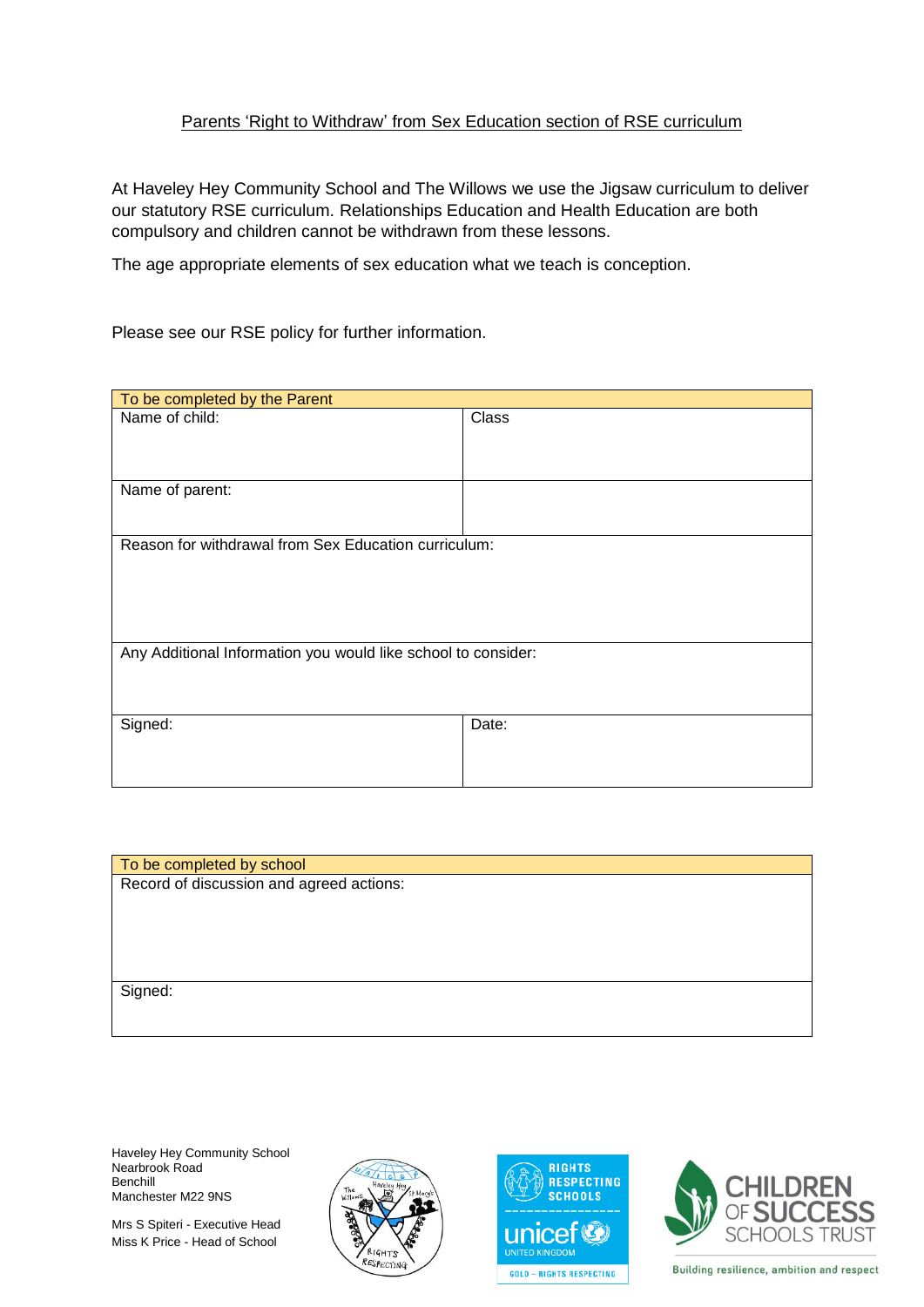Parents 'Right to Withdraw' from Sex Education section of RSE curriculum

At Haveley Hey Community School and The Willows we use the Jigsaw curriculum to deliver our statutory RSE curriculum. Relationships Education and Health Education are both compulsory and children cannot be withdrawn from these lessons.

The age appropriate elements of sex education what we teach is conception.

Please see our RSE policy for further information.

| To be completed by the Parent | |
|---|---|
| Name of child: | Class |
| Name of parent: | |
| Reason for withdrawal from Sex Education curriculum: | |
| Any Additional Information you would like school to consider: | |
| Signed: | Date: |

| To be completed by school |
|---|
| Record of discussion and agreed actions: |
| Signed: |

Haveley Hey Community School
Nearbrook Road
Benchill
Manchester M22 9NS

Mrs S Spiteri - Executive Head
Miss K Price - Head of School

RIGHTS RESPECTING SCHOOLS
unicef UNITED KINGDOM
GOLD – RIGHTS RESPECTING

CHILDREN OF SUCCESS SCHOOLS TRUST
Building resilience, ambition and respect